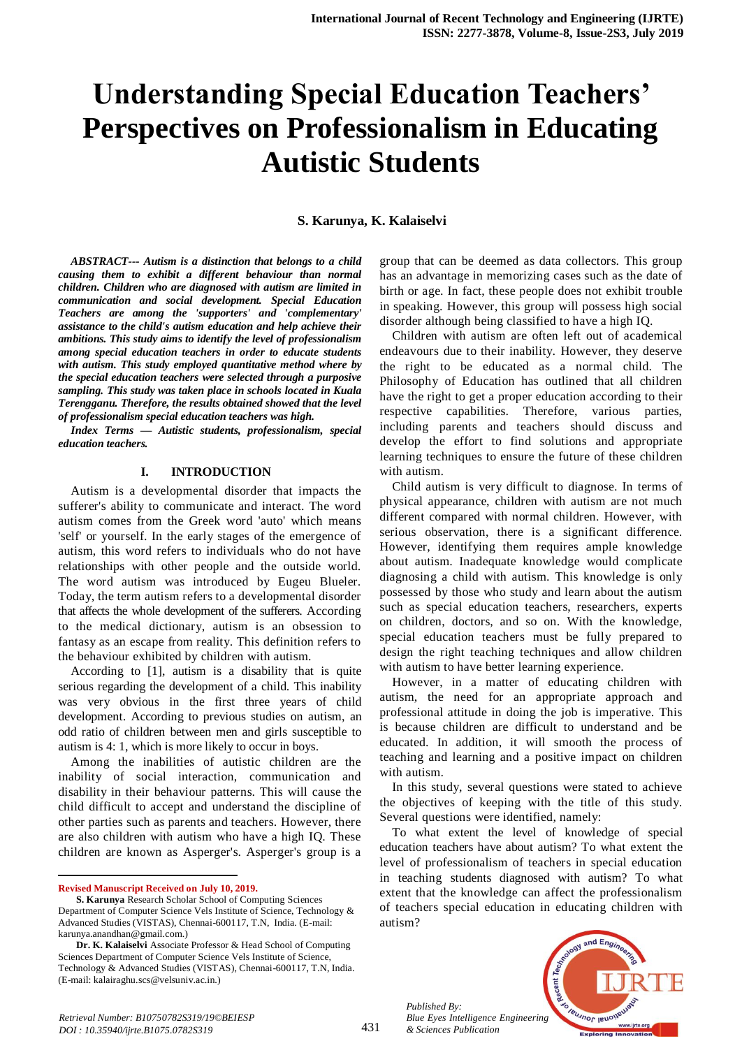# Understanding Special Education Teachers' Perspectives on Professionalism in Educating Autistic Students

**S. Karunya, K. Kalaiselvi**

***ABSTRACT--- Autism is a distinction that belongs to a child causing them to exhibit a different behaviour than normal children. Children who are diagnosed with autism are limited in communication and social development. Special Education Teachers are among the 'supporters' and 'complementary' assistance to the child's autism education and help achieve their ambitions. This study aims to identify the level of professionalism among special education teachers in order to educate students with autism. This study employed quantitative method where by the special education teachers were selected through a purposive sampling. This study was taken place in schools located in Kuala Terengganu. Therefore, the results obtained showed that the level of professionalism special education teachers was high.***

***Index Terms — Autistic students, professionalism, special education teachers.***

## I. INTRODUCTION

Autism is a developmental disorder that impacts the sufferer's ability to communicate and interact. The word autism comes from the Greek word 'auto' which means 'self' or yourself. In the early stages of the emergence of autism, this word refers to individuals who do not have relationships with other people and the outside world. The word autism was introduced by Eugeu Blueler. Today, the term autism refers to a developmental disorder that affects the whole development of the sufferers. According to the medical dictionary, autism is an obsession to fantasy as an escape from reality. This definition refers to the behaviour exhibited by children with autism.

According to [1], autism is a disability that is quite serious regarding the development of a child. This inability was very obvious in the first three years of child development. According to previous studies on autism, an odd ratio of children between men and girls susceptible to autism is 4: 1, which is more likely to occur in boys.

Among the inabilities of autistic children are the inability of social interaction, communication and disability in their behaviour patterns. This will cause the child difficult to accept and understand the discipline of other parties such as parents and teachers. However, there are also children with autism who have a high IQ. These children are known as Asperger's. Asperger's group is a group that can be deemed as data collectors. This group has an advantage in memorizing cases such as the date of birth or age. In fact, these people does not exhibit trouble in speaking. However, this group will possess high social disorder although being classified to have a high IQ.

Children with autism are often left out of academical endeavours due to their inability. However, they deserve the right to be educated as a normal child. The Philosophy of Education has outlined that all children have the right to get a proper education according to their respective capabilities. Therefore, various parties, including parents and teachers should discuss and develop the effort to find solutions and appropriate learning techniques to ensure the future of these children with autism.

Child autism is very difficult to diagnose. In terms of physical appearance, children with autism are not much different compared with normal children. However, with serious observation, there is a significant difference. However, identifying them requires ample knowledge about autism. Inadequate knowledge would complicate diagnosing a child with autism. This knowledge is only possessed by those who study and learn about the autism such as special education teachers, researchers, experts on children, doctors, and so on. With the knowledge, special education teachers must be fully prepared to design the right teaching techniques and allow children with autism to have better learning experience.

However, in a matter of educating children with autism, the need for an appropriate approach and professional attitude in doing the job is imperative. This is because children are difficult to understand and be educated. In addition, it will smooth the process of teaching and learning and a positive impact on children with autism.

In this study, several questions were stated to achieve the objectives of keeping with the title of this study. Several questions were identified, namely:

To what extent the level of knowledge of special education teachers have about autism? To what extent the level of professionalism of teachers in special education in teaching students diagnosed with autism? To what extent that the knowledge can affect the professionalism of teachers special education in educating children with autism?

---

**Revised Manuscript Received on July 10, 2019.**

**S. Karunya** Research Scholar School of Computing Sciences Department of Computer Science Vels Institute of Science, Technology & Advanced Studies (VISTAS), Chennai-600117, T.N, India. (E-mail: karunya.anandhan@gmail.com.)

**Dr. K. Kalaiselvi** Associate Professor & Head School of Computing Sciences Department of Computer Science Vels Institute of Science, Technology & Advanced Studies (VISTAS), Chennai-600117, T.N, India. (E-mail: kalairaghu.scs@velsuniv.ac.in.)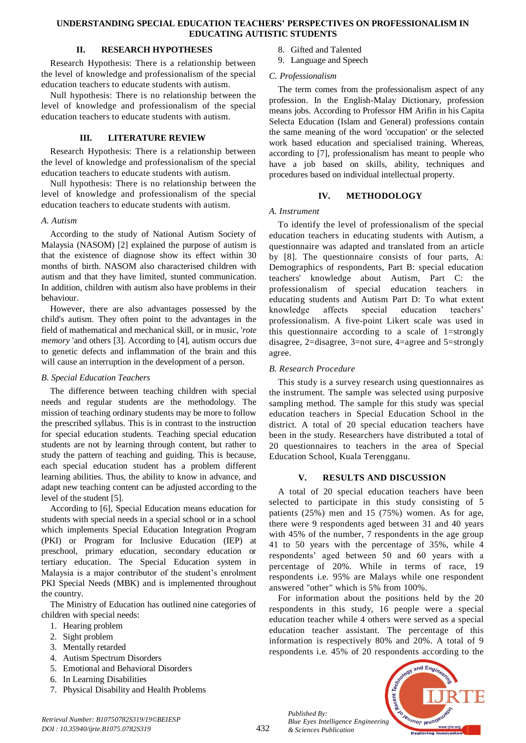## II. RESEARCH HYPOTHESES

Research Hypothesis: There is a relationship between the level of knowledge and professionalism of the special education teachers to educate students with autism.

Null hypothesis: There is no relationship between the level of knowledge and professionalism of the special education teachers to educate students with autism.

## III. LITERATURE REVIEW

Research Hypothesis: There is a relationship between the level of knowledge and professionalism of the special education teachers to educate students with autism.

Null hypothesis: There is no relationship between the level of knowledge and professionalism of the special education teachers to educate students with autism.

### *A. Autism*

According to the study of National Autism Society of Malaysia (NASOM) [2] explained the purpose of autism is that the existence of diagnose show its effect within 30 months of birth. NASOM also characterised children with autism and that they have limited, stunted communication. In addition, children with autism also have problems in their behaviour.

However, there are also advantages possessed by the child's autism. They often point to the advantages in the field of mathematical and mechanical skill, or in music, '*rote memory* 'and others [3]. According to [4], autism occurs due to genetic defects and inflammation of the brain and this will cause an interruption in the development of a person.

### *B. Special Education Teachers*

The difference between teaching children with special needs and regular students are the methodology. The mission of teaching ordinary students may be more to follow the prescribed syllabus. This is in contrast to the instruction for special education students. Teaching special education students are not by learning through content, but rather to study the pattern of teaching and guiding. This is because, each special education student has a problem different learning abilities. Thus, the ability to know in advance, and adapt new teaching content can be adjusted according to the level of the student [5].

According to [6], Special Education means education for students with special needs in a special school or in a school which implements Special Education Integration Program (PKI) or Program for Inclusive Education (IEP) at preschool, primary education, secondary education or tertiary education. The Special Education system in Malaysia is a major contributor to the student's enrolment PKI Special Needs (MBK) and is implemented throughout the country.

The Ministry of Education has outlined nine categories of children with special needs:

1. Hearing problem
2. Sight problem
3. Mentally retarded
4. Autism Spectrum Disorders
5. Emotional and Behavioral Disorders
6. In Learning Disabilities
7. Physical Disability and Health Problems
8. Gifted and Talented
9. Language and Speech

### *C. Professionalism*

The term comes from the professionalism aspect of any profession. In the English-Malay Dictionary, profession means jobs. According to Professor HM Arifin in his Capita Selecta Education (Islam and General) professions contain the same meaning of the word 'occupation' or the selected work based education and specialised training. Whereas, according to [7], professionalism has meant to people who have a job based on skills, ability, techniques and procedures based on individual intellectual property.

## IV. METHODOLOGY

### *A. Instrument*

To identify the level of professionalism of the special education teachers in educating students with Autism, a questionnaire was adapted and translated from an article by [8]. The questionnaire consists of four parts, A: Demographics of respondents, Part B: special education teachers' knowledge about Autism, Part C: the professionalism of special education teachers in educating students and Autism Part D: To what extent knowledge affects special education teachers' professionalism. A five-point Likert scale was used in this questionnaire according to a scale of 1=strongly disagree, 2=disagree, 3=not sure, 4=agree and 5=strongly agree.

### *B. Research Procedure*

This study is a survey research using questionnaires as the instrument. The sample was selected using purposive sampling method. The sample for this study was special education teachers in Special Education School in the district. A total of 20 special education teachers have been in the study. Researchers have distributed a total of 20 questionnaires to teachers in the area of Special Education School, Kuala Terengganu.

## V. RESULTS AND DISCUSSION

A total of 20 special education teachers have been selected to participate in this study consisting of 5 patients (25%) men and 15 (75%) women. As for age, there were 9 respondents aged between 31 and 40 years with 45% of the number, 7 respondents in the age group 41 to 50 years with the percentage of 35%, while 4 respondents' aged between 50 and 60 years with a percentage of 20%. While in terms of race, 19 respondents i.e. 95% are Malays while one respondent answered "other" which is 5% from 100%.

For information about the positions held by the 20 respondents in this study, 16 people were a special education teacher while 4 others were served as a special education teacher assistant. The percentage of this information is respectively 80% and 20%. A total of 9 respondents i.e. 45% of 20 respondents according to the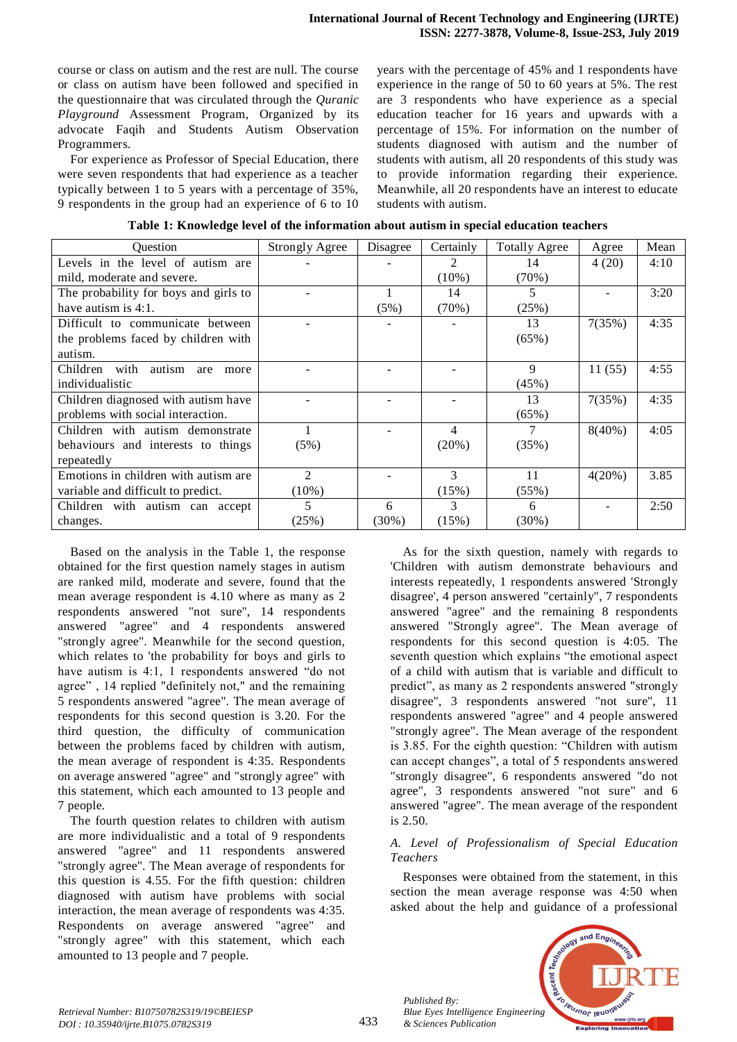course or class on autism and the rest are null. The course or class on autism have been followed and specified in the questionnaire that was circulated through the *Quranic Playground* Assessment Program, Organized by its advocate Faqih and Students Autism Observation Programmers.

For experience as Professor of Special Education, there were seven respondents that had experience as a teacher typically between 1 to 5 years with a percentage of 35%, 9 respondents in the group had an experience of 6 to 10 years with the percentage of 45% and 1 respondents have experience in the range of 50 to 60 years at 5%. The rest are 3 respondents who have experience as a special education teacher for 16 years and upwards with a percentage of 15%. For information on the number of students diagnosed with autism and the number of students with autism, all 20 respondents of this study was to provide information regarding their experience. Meanwhile, all 20 respondents have an interest to educate students with autism.

**Table 1: Knowledge level of the information about autism in special education teachers**

| Question | Strongly Agree | Disagree | Certainly | Totally Agree | Agree | Mean |
|---|---|---|---|---|---|---|
| Levels in the level of autism are mild, moderate and severe. | - | - | 2 (10%) | 14 (70%) | 4 (20) | 4:10 |
| The probability for boys and girls to have autism is 4:1. | - | 1 (5%) | 14 (70%) | 5 (25%) | - | 3:20 |
| Difficult to communicate between the problems faced by children with autism. | - | - | - | 13 (65%) | 7(35%) | 4:35 |
| Children with autism are more individualistic | - | - | - | 9 (45%) | 11 (55) | 4:55 |
| Children diagnosed with autism have problems with social interaction. | - | - | - | 13 (65%) | 7(35%) | 4:35 |
| Children with autism demonstrate behaviours and interests to things repeatedly | 1 (5%) | - | 4 (20%) | 7 (35%) | 8(40%) | 4:05 |
| Emotions in children with autism are variable and difficult to predict. | 2 (10%) | - | 3 (15%) | 11 (55%) | 4(20%) | 3.85 |
| Children with autism can accept changes. | 5 (25%) | 6 (30%) | 3 (15%) | 6 (30%) | - | 2:50 |

Based on the analysis in the Table 1, the response obtained for the first question namely stages in autism are ranked mild, moderate and severe, found that the mean average respondent is 4.10 where as many as 2 respondents answered "not sure", 14 respondents answered "agree" and 4 respondents answered "strongly agree". Meanwhile for the second question, which relates to 'the probability for boys and girls to have autism is 4:1, 1 respondents answered “do not agree” , 14 replied "definitely not," and the remaining 5 respondents answered "agree". The mean average of respondents for this second question is 3.20. For the third question, the difficulty of communication between the problems faced by children with autism, the mean average of respondent is 4:35. Respondents on average answered "agree" and "strongly agree" with this statement, which each amounted to 13 people and 7 people.

The fourth question relates to children with autism are more individualistic and a total of 9 respondents answered "agree" and 11 respondents answered "strongly agree". The Mean average of respondents for this question is 4.55. For the fifth question: children diagnosed with autism have problems with social interaction, the mean average of respondents was 4:35. Respondents on average answered "agree" and "strongly agree" with this statement, which each amounted to 13 people and 7 people.

As for the sixth question, namely with regards to 'Children with autism demonstrate behaviours and interests repeatedly, 1 respondents answered 'Strongly disagree', 4 person answered "certainly", 7 respondents answered "agree" and the remaining 8 respondents answered "Strongly agree". The Mean average of respondents for this second question is 4:05. The seventh question which explains “the emotional aspect of a child with autism that is variable and difficult to predict”, as many as 2 respondents answered "strongly disagree", 3 respondents answered "not sure", 11 respondents answered "agree" and 4 people answered "strongly agree". The Mean average of the respondent is 3.85. For the eighth question: “Children with autism can accept changes”, a total of 5 respondents answered "strongly disagree", 6 respondents answered "do not agree", 3 respondents answered "not sure" and 6 answered "agree". The mean average of the respondent is 2.50.

### *A. Level of Professionalism of Special Education Teachers*

Responses were obtained from the statement, in this section the mean average response was 4:50 when asked about the help and guidance of a professional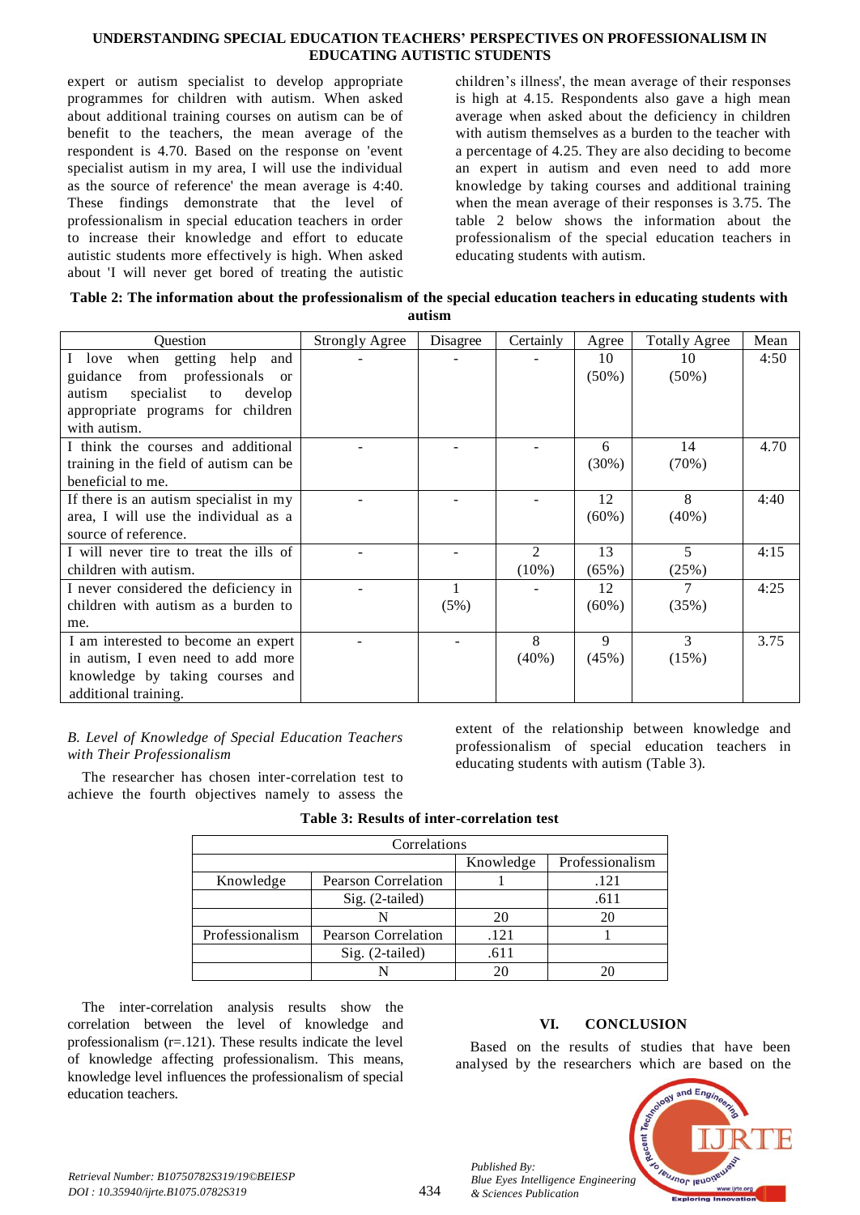expert or autism specialist to develop appropriate programmes for children with autism. When asked about additional training courses on autism can be of benefit to the teachers, the mean average of the respondent is 4.70. Based on the response on 'event specialist autism in my area, I will use the individual as the source of reference' the mean average is 4:40. These findings demonstrate that the level of professionalism in special education teachers in order to increase their knowledge and effort to educate autistic students more effectively is high. When asked about 'I will never get bored of treating the autistic children's illness', the mean average of their responses is high at 4.15. Respondents also gave a high mean average when asked about the deficiency in children with autism themselves as a burden to the teacher with a percentage of 4.25. They are also deciding to become an expert in autism and even need to add more knowledge by taking courses and additional training when the mean average of their responses is 3.75. The table 2 below shows the information about the professionalism of the special education teachers in educating students with autism.

**Table 2: The information about the professionalism of the special education teachers in educating students with autism**

| Question | Strongly Agree | Disagree | Certainly | Agree | Totally Agree | Mean |
|---|---|---|---|---|---|---|
| I love when getting help and guidance from professionals or autism specialist to develop appropriate programs for children with autism. | - | - | - | 10 (50%) | 10 (50%) | 4:50 |
| I think the courses and additional training in the field of autism can be beneficial to me. | - | - | - | 6 (30%) | 14 (70%) | 4.70 |
| If there is an autism specialist in my area, I will use the individual as a source of reference. | - | - | - | 12 (60%) | 8 (40%) | 4:40 |
| I will never tire to treat the ills of children with autism. | - | - | 2 (10%) | 13 (65%) | 5 (25%) | 4:15 |
| I never considered the deficiency in children with autism as a burden to me. | - | 1 (5%) | - | 12 (60%) | 7 (35%) | 4:25 |
| I am interested to become an expert in autism, I even need to add more knowledge by taking courses and additional training. | - | - | 8 (40%) | 9 (45%) | 3 (15%) | 3.75 |

*B. Level of Knowledge of Special Education Teachers with Their Professionalism*

The researcher has chosen inter-correlation test to achieve the fourth objectives namely to assess the extent of the relationship between knowledge and professionalism of special education teachers in educating students with autism (Table 3).

**Table 3: Results of inter-correlation test**

| Correlations | | | |
|---|---|---|---|
| | | Knowledge | Professionalism |
| Knowledge | Pearson Correlation | 1 | .121 |
| | Sig. (2-tailed) | | .611 |
| | N | 20 | 20 |
| Professionalism | Pearson Correlation | .121 | 1 |
| | Sig. (2-tailed) | .611 | |
| | N | 20 | 20 |

The inter-correlation analysis results show the correlation between the level of knowledge and professionalism (r=.121). These results indicate the level of knowledge affecting professionalism. This means, knowledge level influences the professionalism of special education teachers.

## VI. CONCLUSION

Based on the results of studies that have been analysed by the researchers which are based on the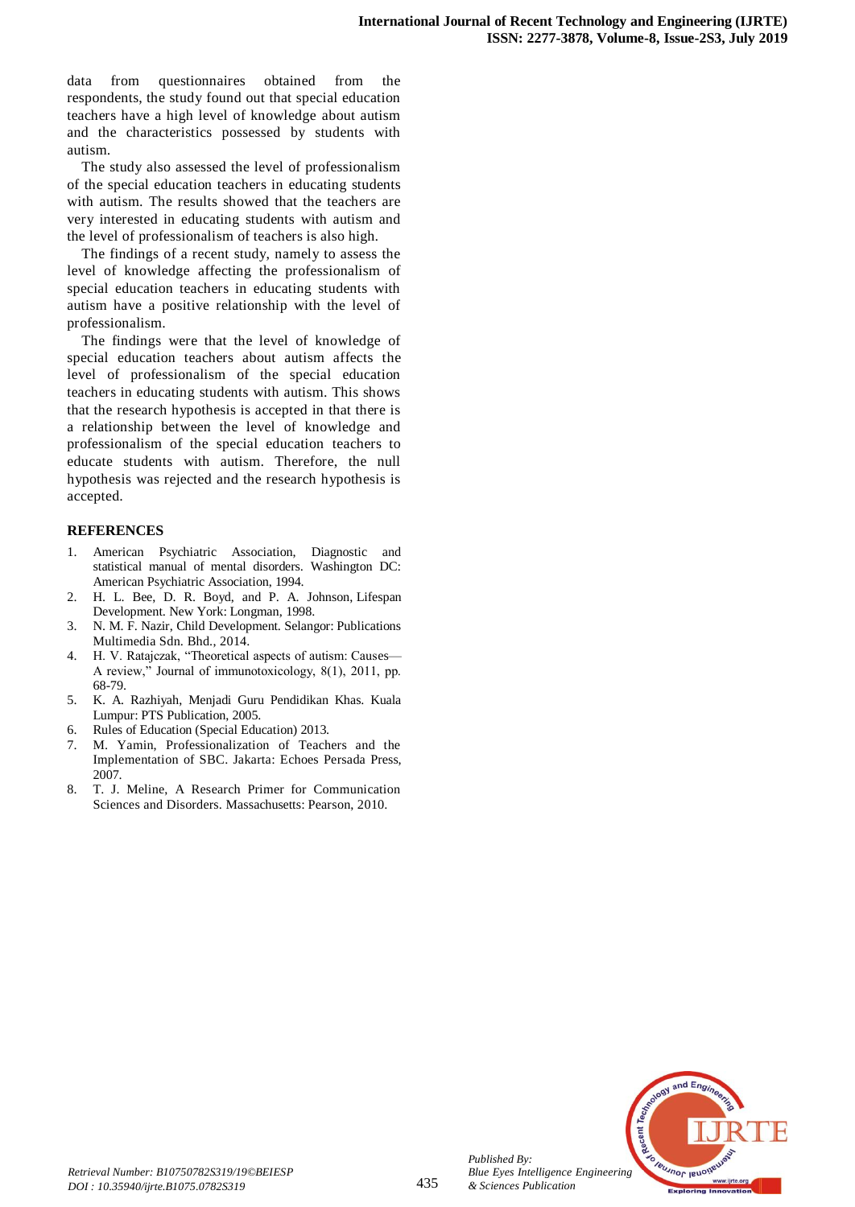data from questionnaires obtained from the respondents, the study found out that special education teachers have a high level of knowledge about autism and the characteristics possessed by students with autism.

The study also assessed the level of professionalism of the special education teachers in educating students with autism. The results showed that the teachers are very interested in educating students with autism and the level of professionalism of teachers is also high.

The findings of a recent study, namely to assess the level of knowledge affecting the professionalism of special education teachers in educating students with autism have a positive relationship with the level of professionalism.

The findings were that the level of knowledge of special education teachers about autism affects the level of professionalism of the special education teachers in educating students with autism. This shows that the research hypothesis is accepted in that there is a relationship between the level of knowledge and professionalism of the special education teachers to educate students with autism. Therefore, the null hypothesis was rejected and the research hypothesis is accepted.

## REFERENCES

1. American Psychiatric Association, Diagnostic and statistical manual of mental disorders. Washington DC: American Psychiatric Association, 1994.
2. H. L. Bee, D. R. Boyd, and P. A. Johnson, Lifespan Development. New York: Longman, 1998.
3. N. M. F. Nazir, Child Development. Selangor: Publications Multimedia Sdn. Bhd., 2014.
4. H. V. Ratajczak, "Theoretical aspects of autism: Causes—A review," Journal of immunotoxicology, 8(1), 2011, pp. 68-79.
5. K. A. Razhiyah, Menjadi Guru Pendidikan Khas. Kuala Lumpur: PTS Publication, 2005.
6. Rules of Education (Special Education) 2013.
7. M. Yamin, Professionalization of Teachers and the Implementation of SBC. Jakarta: Echoes Persada Press, 2007.
8. T. J. Meline, A Research Primer for Communication Sciences and Disorders. Massachusetts: Pearson, 2010.